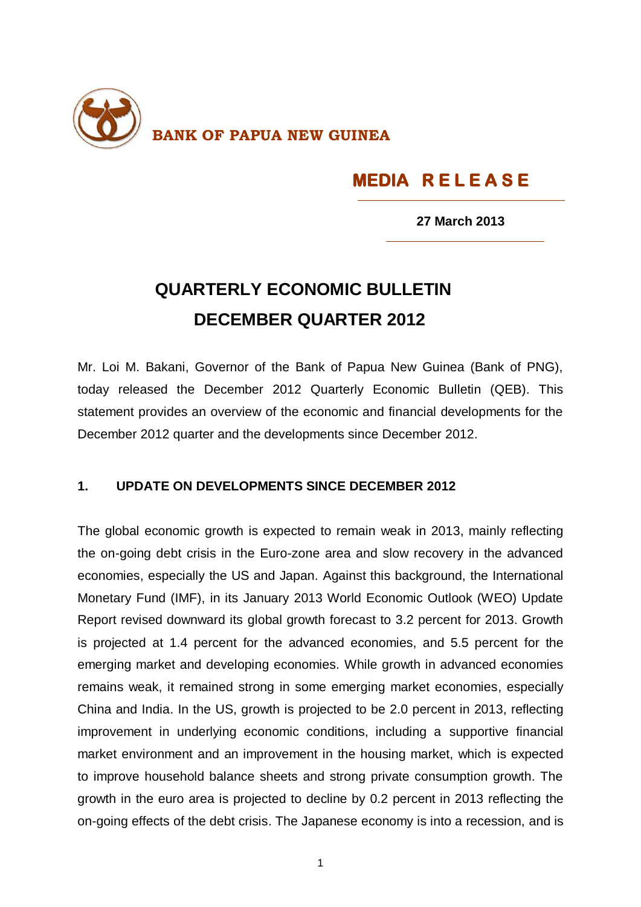**BANK OF PAPUA NEW GUINEA**

## MEDIA RELEASE

**27 March 2013**

# QUARTERLY ECONOMIC BULLETIN DECEMBER QUARTER 2012

Mr. Loi M. Bakani, Governor of the Bank of Papua New Guinea (Bank of PNG), today released the December 2012 Quarterly Economic Bulletin (QEB). This statement provides an overview of the economic and financial developments for the December 2012 quarter and the developments since December 2012.

### 1. UPDATE ON DEVELOPMENTS SINCE DECEMBER 2012

The global economic growth is expected to remain weak in 2013, mainly reflecting the on-going debt crisis in the Euro-zone area and slow recovery in the advanced economies, especially the US and Japan. Against this background, the International Monetary Fund (IMF), in its January 2013 World Economic Outlook (WEO) Update Report revised downward its global growth forecast to 3.2 percent for 2013. Growth is projected at 1.4 percent for the advanced economies, and 5.5 percent for the emerging market and developing economies. While growth in advanced economies remains weak, it remained strong in some emerging market economies, especially China and India. In the US, growth is projected to be 2.0 percent in 2013, reflecting improvement in underlying economic conditions, including a supportive financial market environment and an improvement in the housing market, which is expected to improve household balance sheets and strong private consumption growth. The growth in the euro area is projected to decline by 0.2 percent in 2013 reflecting the on-going effects of the debt crisis. The Japanese economy is into a recession, and is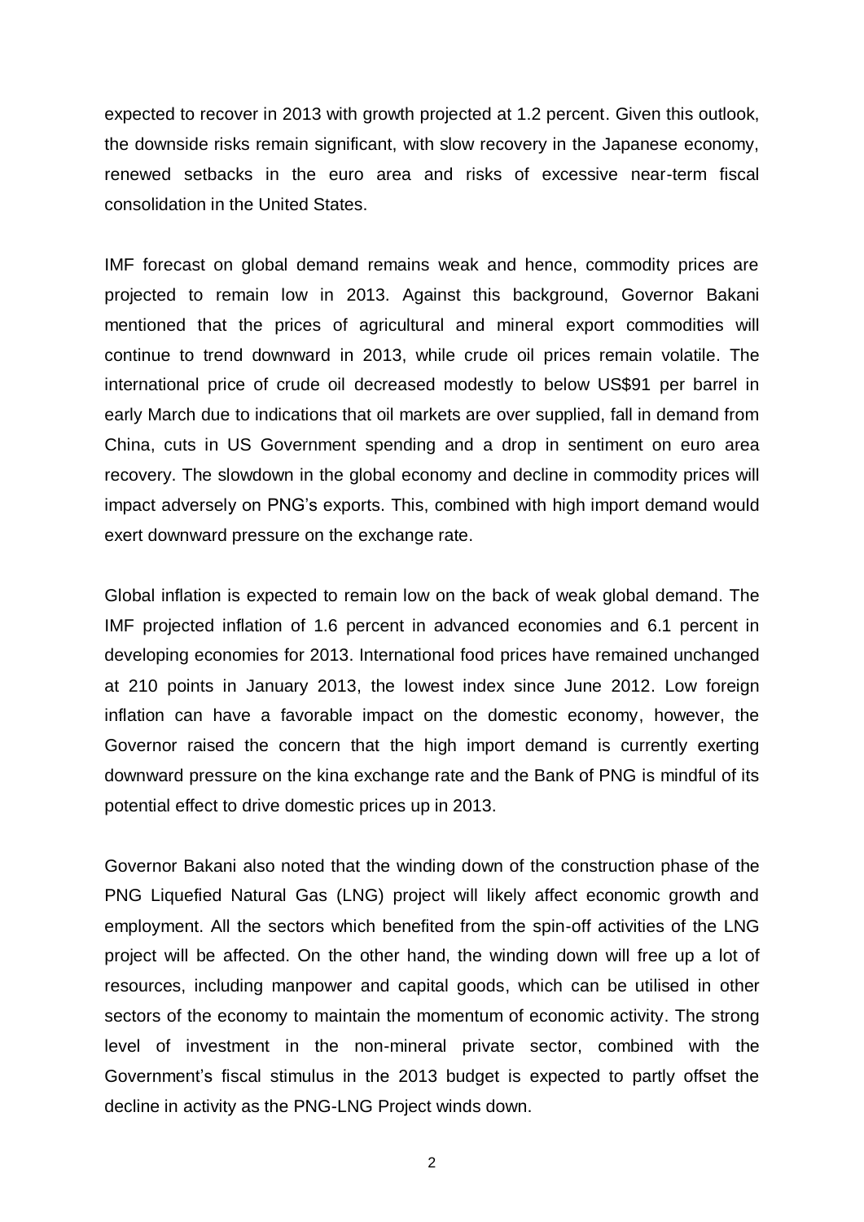expected to recover in 2013 with growth projected at 1.2 percent. Given this outlook, the downside risks remain significant, with slow recovery in the Japanese economy, renewed setbacks in the euro area and risks of excessive near-term fiscal consolidation in the United States.

IMF forecast on global demand remains weak and hence, commodity prices are projected to remain low in 2013. Against this background, Governor Bakani mentioned that the prices of agricultural and mineral export commodities will continue to trend downward in 2013, while crude oil prices remain volatile. The international price of crude oil decreased modestly to below US$91 per barrel in early March due to indications that oil markets are over supplied, fall in demand from China, cuts in US Government spending and a drop in sentiment on euro area recovery. The slowdown in the global economy and decline in commodity prices will impact adversely on PNG's exports. This, combined with high import demand would exert downward pressure on the exchange rate.

Global inflation is expected to remain low on the back of weak global demand. The IMF projected inflation of 1.6 percent in advanced economies and 6.1 percent in developing economies for 2013. International food prices have remained unchanged at 210 points in January 2013, the lowest index since June 2012. Low foreign inflation can have a favorable impact on the domestic economy, however, the Governor raised the concern that the high import demand is currently exerting downward pressure on the kina exchange rate and the Bank of PNG is mindful of its potential effect to drive domestic prices up in 2013.

Governor Bakani also noted that the winding down of the construction phase of the PNG Liquefied Natural Gas (LNG) project will likely affect economic growth and employment. All the sectors which benefited from the spin-off activities of the LNG project will be affected. On the other hand, the winding down will free up a lot of resources, including manpower and capital goods, which can be utilised in other sectors of the economy to maintain the momentum of economic activity. The strong level of investment in the non-mineral private sector, combined with the Government's fiscal stimulus in the 2013 budget is expected to partly offset the decline in activity as the PNG-LNG Project winds down.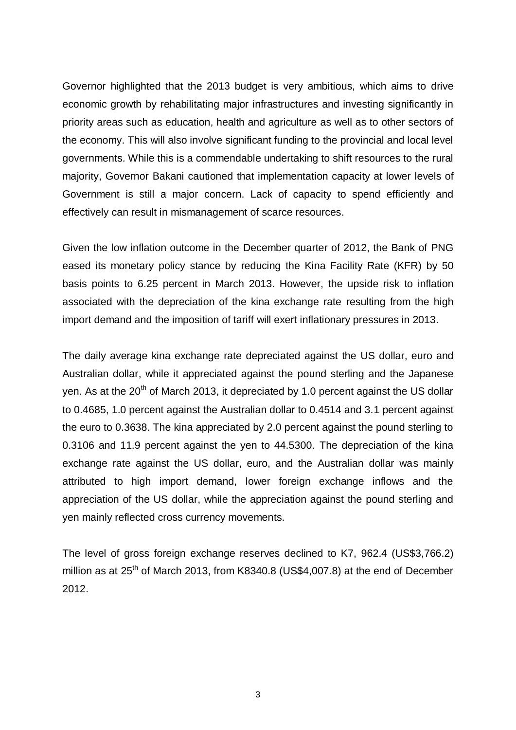Governor highlighted that the 2013 budget is very ambitious, which aims to drive economic growth by rehabilitating major infrastructures and investing significantly in priority areas such as education, health and agriculture as well as to other sectors of the economy. This will also involve significant funding to the provincial and local level governments. While this is a commendable undertaking to shift resources to the rural majority, Governor Bakani cautioned that implementation capacity at lower levels of Government is still a major concern. Lack of capacity to spend efficiently and effectively can result in mismanagement of scarce resources.

Given the low inflation outcome in the December quarter of 2012, the Bank of PNG eased its monetary policy stance by reducing the Kina Facility Rate (KFR) by 50 basis points to 6.25 percent in March 2013. However, the upside risk to inflation associated with the depreciation of the kina exchange rate resulting from the high import demand and the imposition of tariff will exert inflationary pressures in 2013.

The daily average kina exchange rate depreciated against the US dollar, euro and Australian dollar, while it appreciated against the pound sterling and the Japanese yen. As at the 20th of March 2013, it depreciated by 1.0 percent against the US dollar to 0.4685, 1.0 percent against the Australian dollar to 0.4514 and 3.1 percent against the euro to 0.3638. The kina appreciated by 2.0 percent against the pound sterling to 0.3106 and 11.9 percent against the yen to 44.5300. The depreciation of the kina exchange rate against the US dollar, euro, and the Australian dollar was mainly attributed to high import demand, lower foreign exchange inflows and the appreciation of the US dollar, while the appreciation against the pound sterling and yen mainly reflected cross currency movements.

The level of gross foreign exchange reserves declined to K7, 962.4 (US$3,766.2) million as at 25th of March 2013, from K8340.8 (US$4,007.8) at the end of December 2012.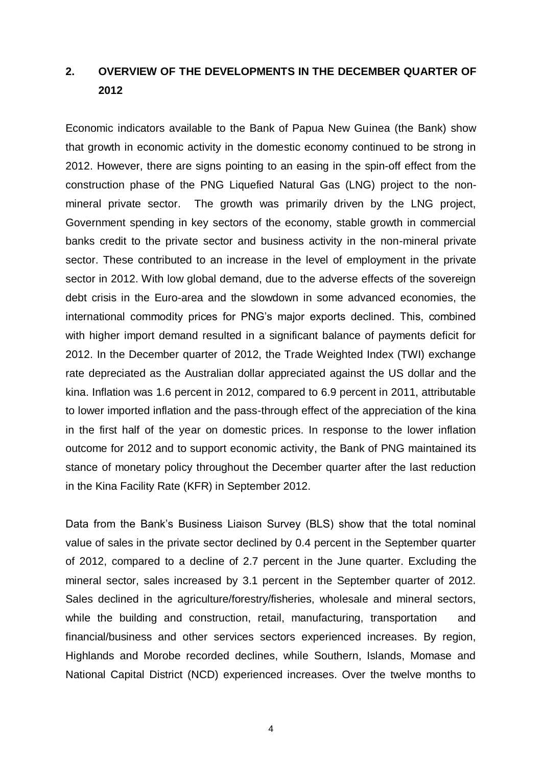## 2. OVERVIEW OF THE DEVELOPMENTS IN THE DECEMBER QUARTER OF 2012

Economic indicators available to the Bank of Papua New Guinea (the Bank) show that growth in economic activity in the domestic economy continued to be strong in 2012. However, there are signs pointing to an easing in the spin-off effect from the construction phase of the PNG Liquefied Natural Gas (LNG) project to the non-mineral private sector. The growth was primarily driven by the LNG project, Government spending in key sectors of the economy, stable growth in commercial banks credit to the private sector and business activity in the non-mineral private sector. These contributed to an increase in the level of employment in the private sector in 2012. With low global demand, due to the adverse effects of the sovereign debt crisis in the Euro-area and the slowdown in some advanced economies, the international commodity prices for PNG's major exports declined. This, combined with higher import demand resulted in a significant balance of payments deficit for 2012. In the December quarter of 2012, the Trade Weighted Index (TWI) exchange rate depreciated as the Australian dollar appreciated against the US dollar and the kina. Inflation was 1.6 percent in 2012, compared to 6.9 percent in 2011, attributable to lower imported inflation and the pass-through effect of the appreciation of the kina in the first half of the year on domestic prices. In response to the lower inflation outcome for 2012 and to support economic activity, the Bank of PNG maintained its stance of monetary policy throughout the December quarter after the last reduction in the Kina Facility Rate (KFR) in September 2012.

Data from the Bank's Business Liaison Survey (BLS) show that the total nominal value of sales in the private sector declined by 0.4 percent in the September quarter of 2012, compared to a decline of 2.7 percent in the June quarter. Excluding the mineral sector, sales increased by 3.1 percent in the September quarter of 2012. Sales declined in the agriculture/forestry/fisheries, wholesale and mineral sectors, while the building and construction, retail, manufacturing, transportation and financial/business and other services sectors experienced increases. By region, Highlands and Morobe recorded declines, while Southern, Islands, Momase and National Capital District (NCD) experienced increases. Over the twelve months to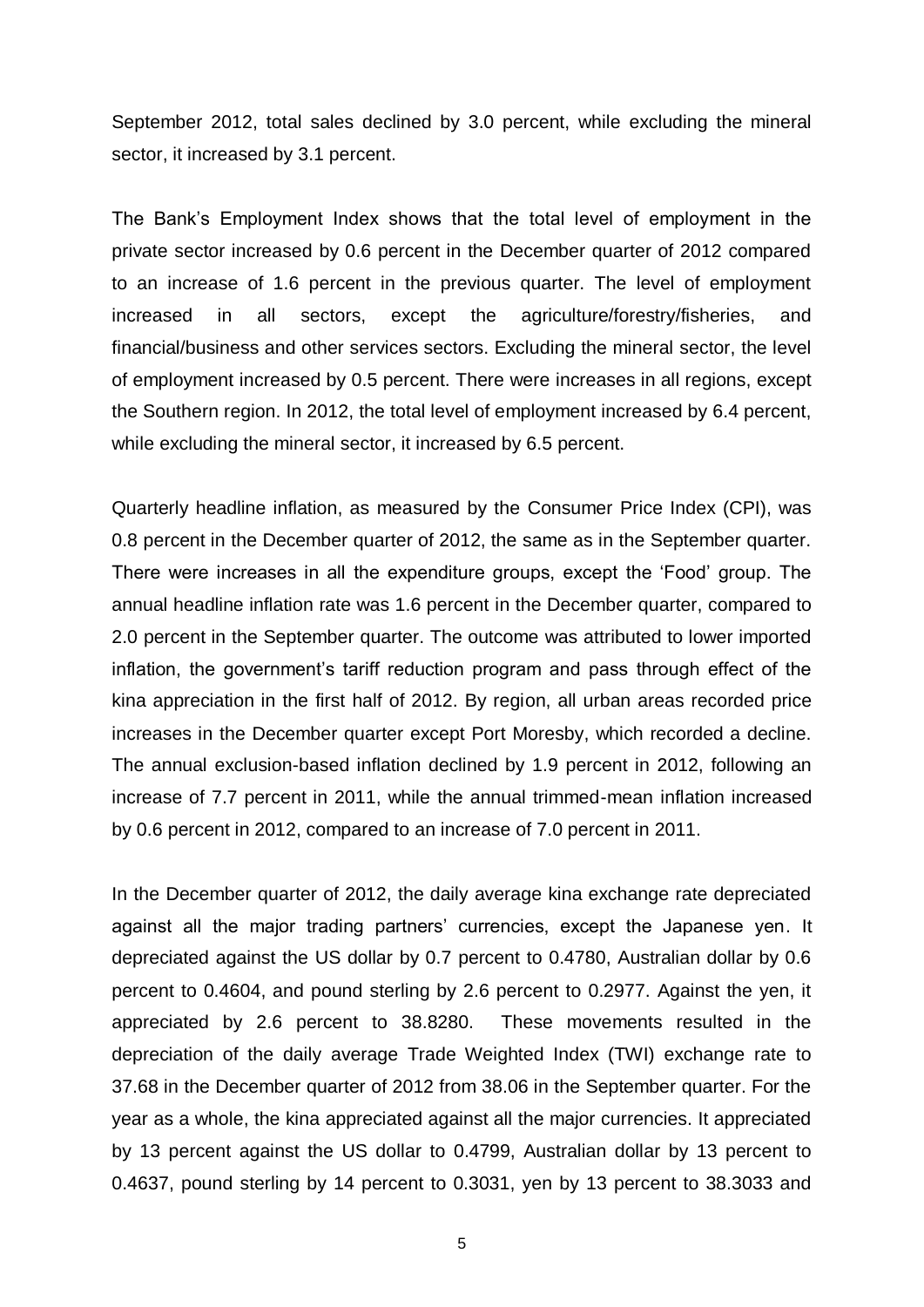September 2012, total sales declined by 3.0 percent, while excluding the mineral sector, it increased by 3.1 percent.

The Bank's Employment Index shows that the total level of employment in the private sector increased by 0.6 percent in the December quarter of 2012 compared to an increase of 1.6 percent in the previous quarter. The level of employment increased in all sectors, except the agriculture/forestry/fisheries, and financial/business and other services sectors. Excluding the mineral sector, the level of employment increased by 0.5 percent. There were increases in all regions, except the Southern region. In 2012, the total level of employment increased by 6.4 percent, while excluding the mineral sector, it increased by 6.5 percent.

Quarterly headline inflation, as measured by the Consumer Price Index (CPI), was 0.8 percent in the December quarter of 2012, the same as in the September quarter. There were increases in all the expenditure groups, except the 'Food' group. The annual headline inflation rate was 1.6 percent in the December quarter, compared to 2.0 percent in the September quarter. The outcome was attributed to lower imported inflation, the government's tariff reduction program and pass through effect of the kina appreciation in the first half of 2012. By region, all urban areas recorded price increases in the December quarter except Port Moresby, which recorded a decline. The annual exclusion-based inflation declined by 1.9 percent in 2012, following an increase of 7.7 percent in 2011, while the annual trimmed-mean inflation increased by 0.6 percent in 2012, compared to an increase of 7.0 percent in 2011.

In the December quarter of 2012, the daily average kina exchange rate depreciated against all the major trading partners' currencies, except the Japanese yen. It depreciated against the US dollar by 0.7 percent to 0.4780, Australian dollar by 0.6 percent to 0.4604, and pound sterling by 2.6 percent to 0.2977. Against the yen, it appreciated by 2.6 percent to 38.8280. These movements resulted in the depreciation of the daily average Trade Weighted Index (TWI) exchange rate to 37.68 in the December quarter of 2012 from 38.06 in the September quarter. For the year as a whole, the kina appreciated against all the major currencies. It appreciated by 13 percent against the US dollar to 0.4799, Australian dollar by 13 percent to 0.4637, pound sterling by 14 percent to 0.3031, yen by 13 percent to 38.3033 and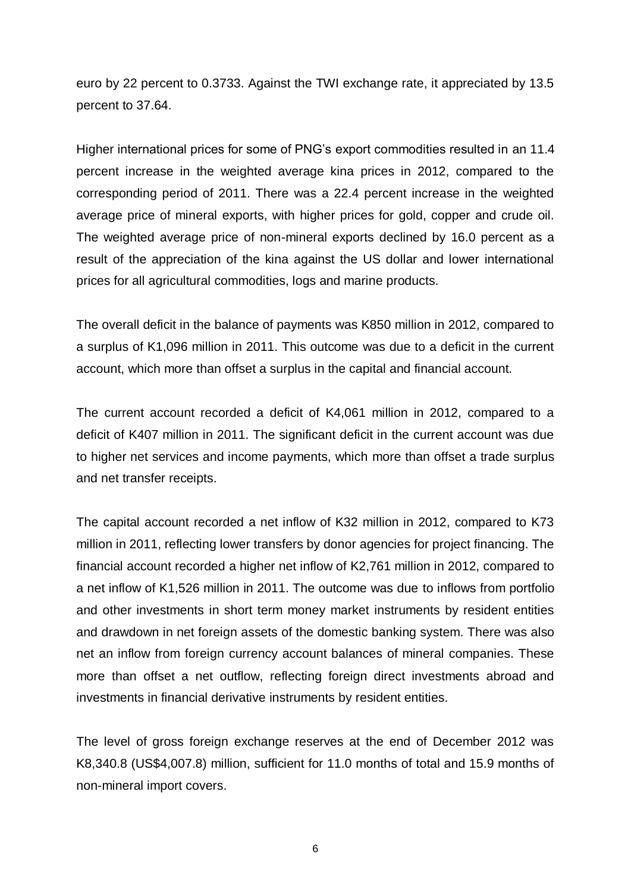euro by 22 percent to 0.3733. Against the TWI exchange rate, it appreciated by 13.5 percent to 37.64.

Higher international prices for some of PNG's export commodities resulted in an 11.4 percent increase in the weighted average kina prices in 2012, compared to the corresponding period of 2011. There was a 22.4 percent increase in the weighted average price of mineral exports, with higher prices for gold, copper and crude oil. The weighted average price of non-mineral exports declined by 16.0 percent as a result of the appreciation of the kina against the US dollar and lower international prices for all agricultural commodities, logs and marine products.

The overall deficit in the balance of payments was K850 million in 2012, compared to a surplus of K1,096 million in 2011. This outcome was due to a deficit in the current account, which more than offset a surplus in the capital and financial account.

The current account recorded a deficit of K4,061 million in 2012, compared to a deficit of K407 million in 2011. The significant deficit in the current account was due to higher net services and income payments, which more than offset a trade surplus and net transfer receipts.

The capital account recorded a net inflow of K32 million in 2012, compared to K73 million in 2011, reflecting lower transfers by donor agencies for project financing. The financial account recorded a higher net inflow of K2,761 million in 2012, compared to a net inflow of K1,526 million in 2011. The outcome was due to inflows from portfolio and other investments in short term money market instruments by resident entities and drawdown in net foreign assets of the domestic banking system. There was also net an inflow from foreign currency account balances of mineral companies. These more than offset a net outflow, reflecting foreign direct investments abroad and investments in financial derivative instruments by resident entities.

The level of gross foreign exchange reserves at the end of December 2012 was K8,340.8 (US$4,007.8) million, sufficient for 11.0 months of total and 15.9 months of non-mineral import covers.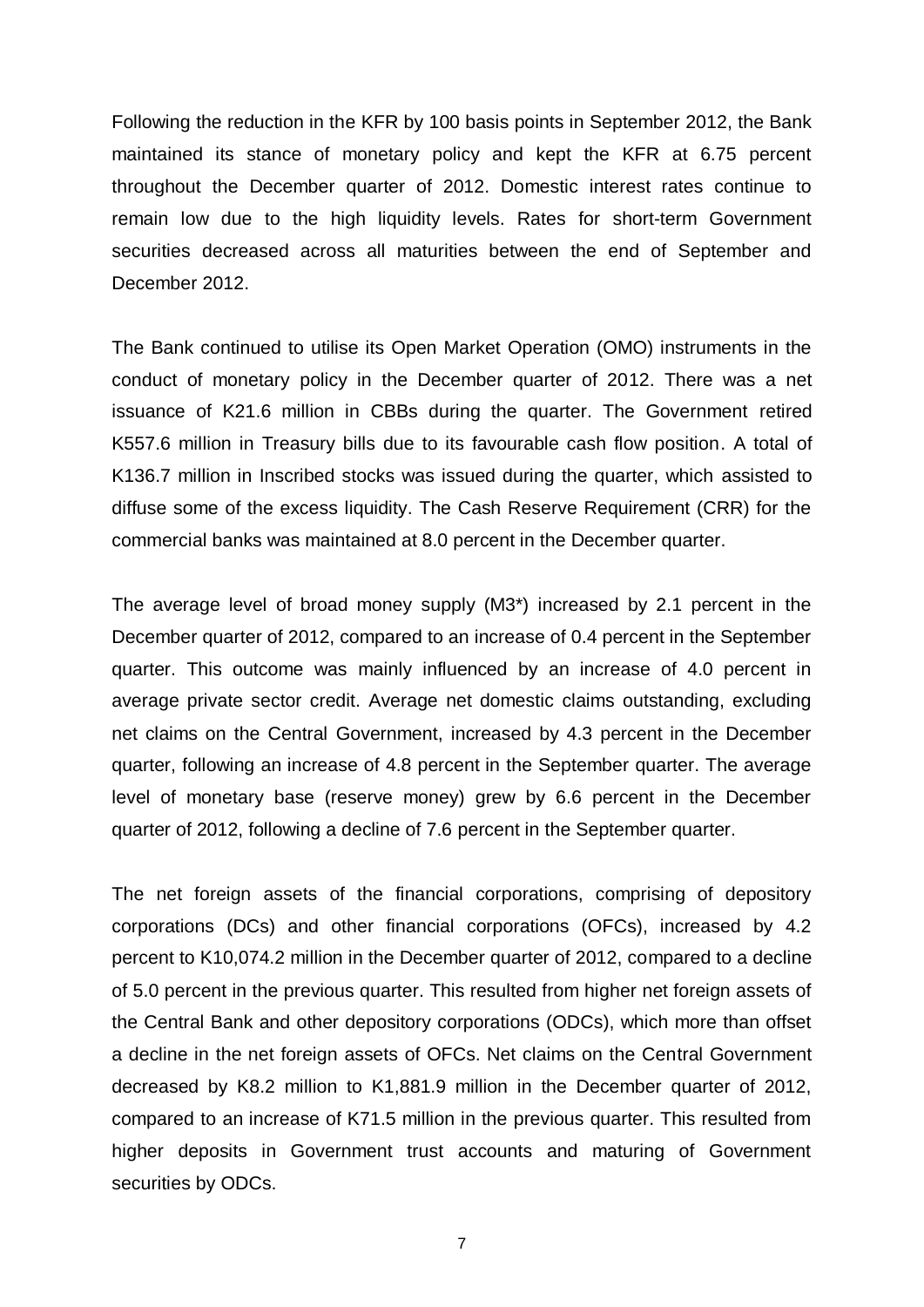Following the reduction in the KFR by 100 basis points in September 2012, the Bank maintained its stance of monetary policy and kept the KFR at 6.75 percent throughout the December quarter of 2012. Domestic interest rates continue to remain low due to the high liquidity levels. Rates for short-term Government securities decreased across all maturities between the end of September and December 2012.

The Bank continued to utilise its Open Market Operation (OMO) instruments in the conduct of monetary policy in the December quarter of 2012. There was a net issuance of K21.6 million in CBBs during the quarter. The Government retired K557.6 million in Treasury bills due to its favourable cash flow position. A total of K136.7 million in Inscribed stocks was issued during the quarter, which assisted to diffuse some of the excess liquidity. The Cash Reserve Requirement (CRR) for the commercial banks was maintained at 8.0 percent in the December quarter.

The average level of broad money supply (M3*) increased by 2.1 percent in the December quarter of 2012, compared to an increase of 0.4 percent in the September quarter. This outcome was mainly influenced by an increase of 4.0 percent in average private sector credit. Average net domestic claims outstanding, excluding net claims on the Central Government, increased by 4.3 percent in the December quarter, following an increase of 4.8 percent in the September quarter. The average level of monetary base (reserve money) grew by 6.6 percent in the December quarter of 2012, following a decline of 7.6 percent in the September quarter.

The net foreign assets of the financial corporations, comprising of depository corporations (DCs) and other financial corporations (OFCs), increased by 4.2 percent to K10,074.2 million in the December quarter of 2012, compared to a decline of 5.0 percent in the previous quarter. This resulted from higher net foreign assets of the Central Bank and other depository corporations (ODCs), which more than offset a decline in the net foreign assets of OFCs. Net claims on the Central Government decreased by K8.2 million to K1,881.9 million in the December quarter of 2012, compared to an increase of K71.5 million in the previous quarter. This resulted from higher deposits in Government trust accounts and maturing of Government securities by ODCs.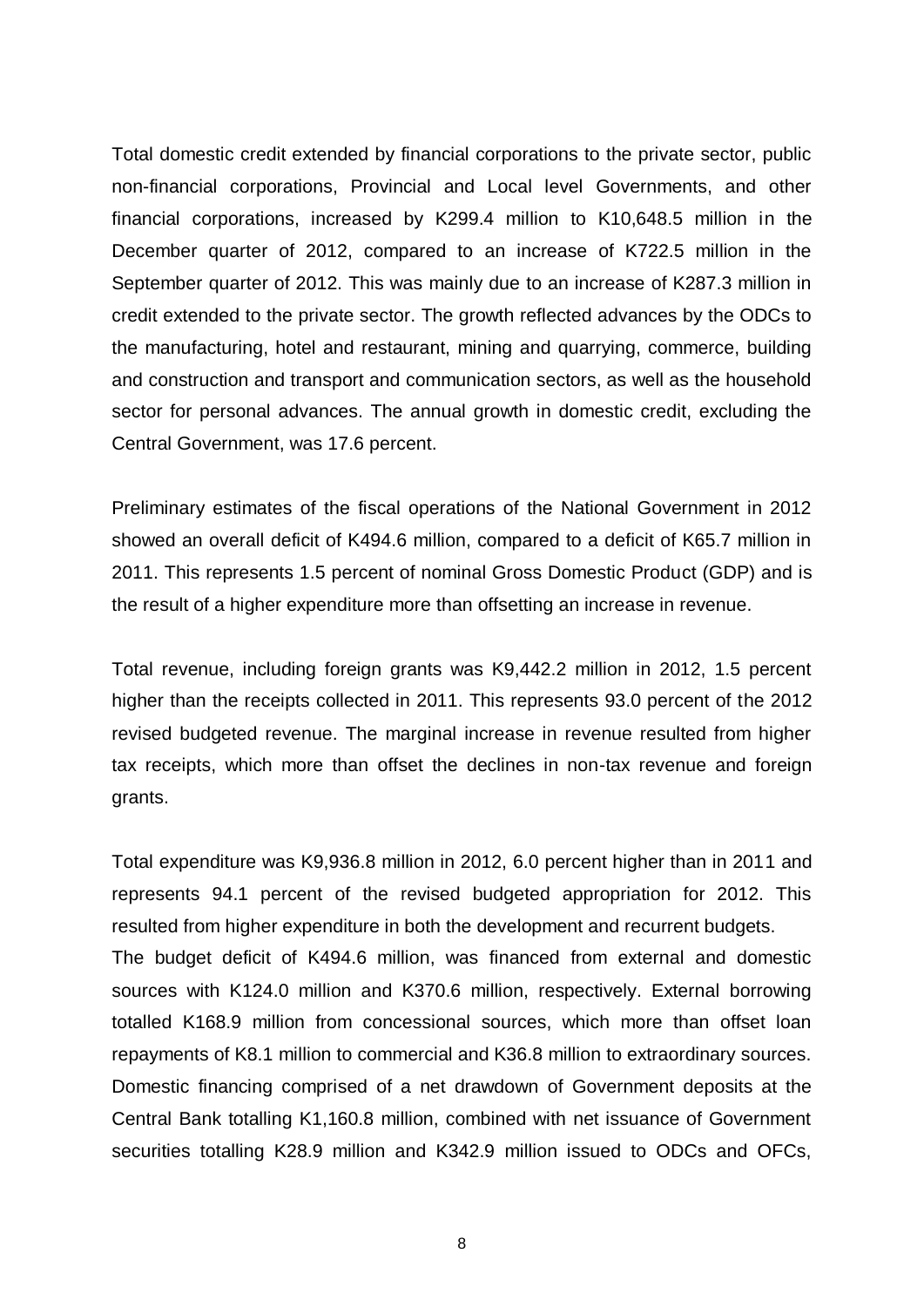Total domestic credit extended by financial corporations to the private sector, public non-financial corporations, Provincial and Local level Governments, and other financial corporations, increased by K299.4 million to K10,648.5 million in the December quarter of 2012, compared to an increase of K722.5 million in the September quarter of 2012. This was mainly due to an increase of K287.3 million in credit extended to the private sector. The growth reflected advances by the ODCs to the manufacturing, hotel and restaurant, mining and quarrying, commerce, building and construction and transport and communication sectors, as well as the household sector for personal advances. The annual growth in domestic credit, excluding the Central Government, was 17.6 percent.

Preliminary estimates of the fiscal operations of the National Government in 2012 showed an overall deficit of K494.6 million, compared to a deficit of K65.7 million in 2011. This represents 1.5 percent of nominal Gross Domestic Product (GDP) and is the result of a higher expenditure more than offsetting an increase in revenue.

Total revenue, including foreign grants was K9,442.2 million in 2012, 1.5 percent higher than the receipts collected in 2011. This represents 93.0 percent of the 2012 revised budgeted revenue. The marginal increase in revenue resulted from higher tax receipts, which more than offset the declines in non-tax revenue and foreign grants.

Total expenditure was K9,936.8 million in 2012, 6.0 percent higher than in 2011 and represents 94.1 percent of the revised budgeted appropriation for 2012. This resulted from higher expenditure in both the development and recurrent budgets.

The budget deficit of K494.6 million, was financed from external and domestic sources with K124.0 million and K370.6 million, respectively. External borrowing totalled K168.9 million from concessional sources, which more than offset loan repayments of K8.1 million to commercial and K36.8 million to extraordinary sources. Domestic financing comprised of a net drawdown of Government deposits at the Central Bank totalling K1,160.8 million, combined with net issuance of Government securities totalling K28.9 million and K342.9 million issued to ODCs and OFCs,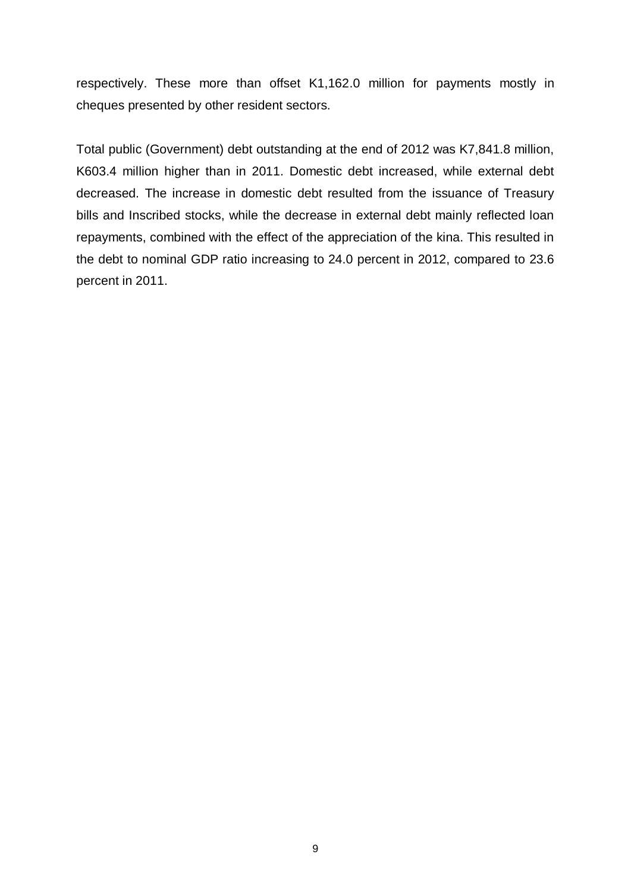respectively. These more than offset K1,162.0 million for payments mostly in cheques presented by other resident sectors.

Total public (Government) debt outstanding at the end of 2012 was K7,841.8 million, K603.4 million higher than in 2011. Domestic debt increased, while external debt decreased. The increase in domestic debt resulted from the issuance of Treasury bills and Inscribed stocks, while the decrease in external debt mainly reflected loan repayments, combined with the effect of the appreciation of the kina. This resulted in the debt to nominal GDP ratio increasing to 24.0 percent in 2012, compared to 23.6 percent in 2011.